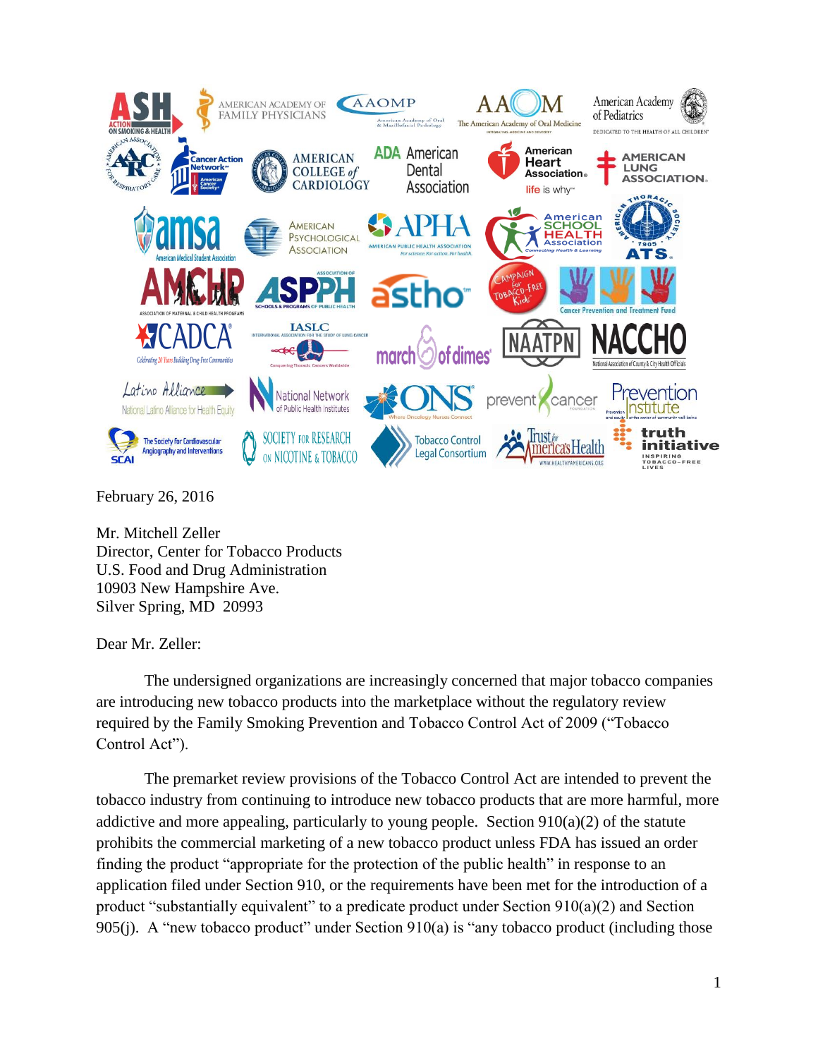February 26, 2016

Mr. Mitchell Zeller  
Director, Center for Tobacco Products  
U.S. Food and Drug Administration  
10903 New Hampshire Ave.  
Silver Spring, MD 20993

Dear Mr. Zeller:

The undersigned organizations are increasingly concerned that major tobacco companies are introducing new tobacco products into the marketplace without the regulatory review required by the Family Smoking Prevention and Tobacco Control Act of 2009 ("Tobacco Control Act").

The premarket review provisions of the Tobacco Control Act are intended to prevent the tobacco industry from continuing to introduce new tobacco products that are more harmful, more addictive and more appealing, particularly to young people. Section 910(a)(2) of the statute prohibits the commercial marketing of a new tobacco product unless FDA has issued an order finding the product "appropriate for the protection of the public health" in response to an application filed under Section 910, or the requirements have been met for the introduction of a product "substantially equivalent" to a predicate product under Section 910(a)(2) and Section 905(j). A "new tobacco product" under Section 910(a) is "any tobacco product (including those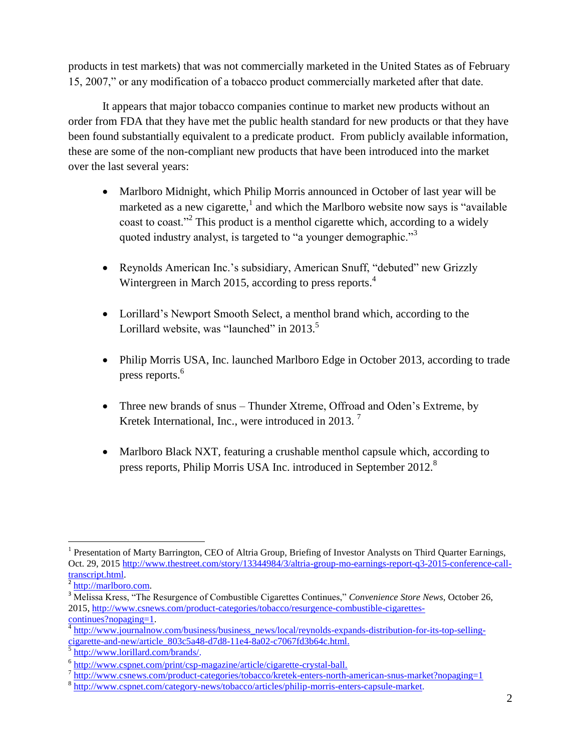products in test markets) that was not commercially marketed in the United States as of February 15, 2007," or any modification of a tobacco product commercially marketed after that date.

It appears that major tobacco companies continue to market new products without an order from FDA that they have met the public health standard for new products or that they have been found substantially equivalent to a predicate product. From publicly available information, these are some of the non-compliant new products that have been introduced into the market over the last several years:

- Marlboro Midnight, which Philip Morris announced in October of last year will be marketed as a new cigarette,[1] and which the Marlboro website now says is "available coast to coast."[2] This product is a menthol cigarette which, according to a widely quoted industry analyst, is targeted to "a younger demographic."[3]

- Reynolds American Inc.'s subsidiary, American Snuff, "debuted" new Grizzly Wintergreen in March 2015, according to press reports.[4]

- Lorillard's Newport Smooth Select, a menthol brand which, according to the Lorillard website, was "launched" in 2013.[5]

- Philip Morris USA, Inc. launched Marlboro Edge in October 2013, according to trade press reports.[6]

- Three new brands of snus – Thunder Xtreme, Offroad and Oden's Extreme, by Kretek International, Inc., were introduced in 2013. [7]

- Marlboro Black NXT, featuring a crushable menthol capsule which, according to press reports, Philip Morris USA Inc. introduced in September 2012.[8]

---

[1] Presentation of Marty Barrington, CEO of Altria Group, Briefing of Investor Analysts on Third Quarter Earnings, Oct. 29, 2015 http://www.thestreet.com/story/13344984/3/altria-group-mo-earnings-report-q3-2015-conference-call-transcript.html.

[2] http://marlboro.com.

[3] Melissa Kress, "The Resurgence of Combustible Cigarettes Continues," *Convenience Store News,* October 26, 2015, http://www.csnews.com/product-categories/tobacco/resurgence-combustible-cigarettes-continues?nopaging=1.

[4] http://www.journalnow.com/business/business_news/local/reynolds-expands-distribution-for-its-top-selling-cigarette-and-new/article_803c5a48-d7d8-11e4-8a02-c7067fd3b64c.html.

[5] http://www.lorillard.com/brands/.

[6] http://www.cspnet.com/print/csp-magazine/article/cigarette-crystal-ball.

[7] http://www.csnews.com/product-categories/tobacco/kretek-enters-north-american-snus-market?nopaging=1

[8] http://www.cspnet.com/category-news/tobacco/articles/philip-morris-enters-capsule-market.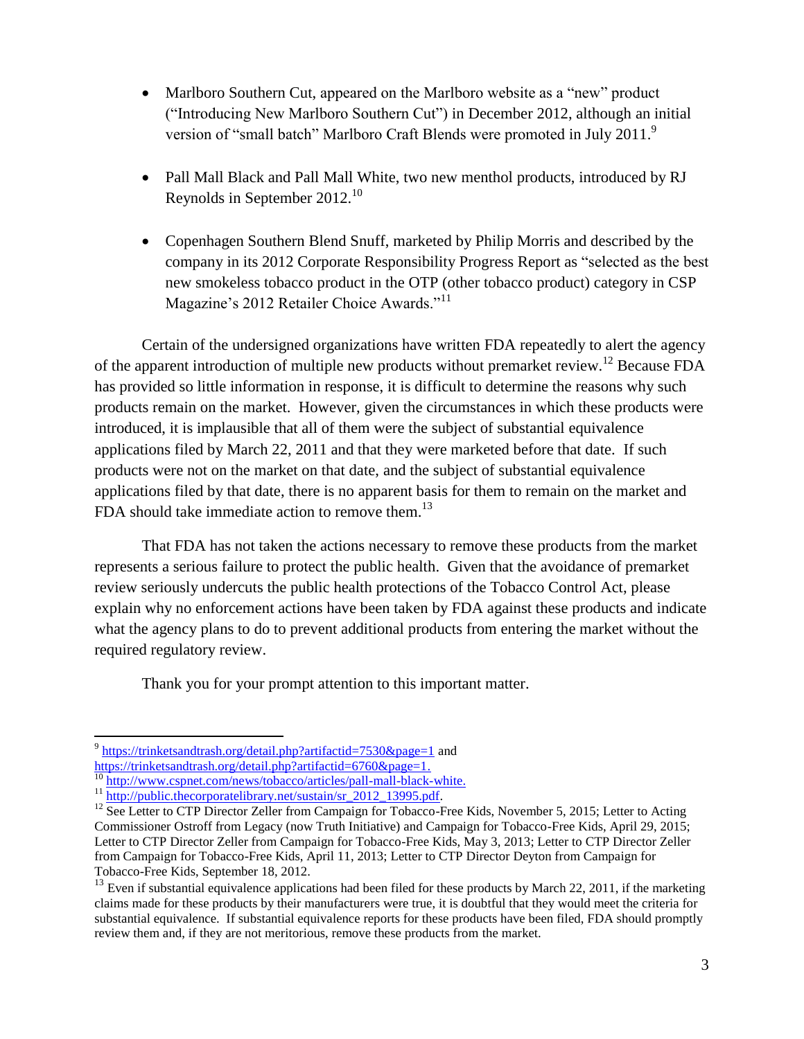- Marlboro Southern Cut, appeared on the Marlboro website as a "new" product ("Introducing New Marlboro Southern Cut") in December 2012, although an initial version of "small batch" Marlboro Craft Blends were promoted in July 2011.[9]

- Pall Mall Black and Pall Mall White, two new menthol products, introduced by RJ Reynolds in September 2012.[10]

- Copenhagen Southern Blend Snuff, marketed by Philip Morris and described by the company in its 2012 Corporate Responsibility Progress Report as "selected as the best new smokeless tobacco product in the OTP (other tobacco product) category in CSP Magazine's 2012 Retailer Choice Awards."[11]

Certain of the undersigned organizations have written FDA repeatedly to alert the agency of the apparent introduction of multiple new products without premarket review.[12] Because FDA has provided so little information in response, it is difficult to determine the reasons why such products remain on the market. However, given the circumstances in which these products were introduced, it is implausible that all of them were the subject of substantial equivalence applications filed by March 22, 2011 and that they were marketed before that date. If such products were not on the market on that date, and the subject of substantial equivalence applications filed by that date, there is no apparent basis for them to remain on the market and FDA should take immediate action to remove them.[13]

That FDA has not taken the actions necessary to remove these products from the market represents a serious failure to protect the public health. Given that the avoidance of premarket review seriously undercuts the public health protections of the Tobacco Control Act, please explain why no enforcement actions have been taken by FDA against these products and indicate what the agency plans to do to prevent additional products from entering the market without the required regulatory review.

Thank you for your prompt attention to this important matter.

---

[9] https://trinketsandtrash.org/detail.php?artifactid=7530&page=1 and https://trinketsandtrash.org/detail.php?artifactid=6760&page=1.

[10] http://www.cspnet.com/news/tobacco/articles/pall-mall-black-white.

[11] http://public.thecorporatelibrary.net/sustain/sr_2012_13995.pdf.

[12] See Letter to CTP Director Zeller from Campaign for Tobacco-Free Kids, November 5, 2015; Letter to Acting Commissioner Ostroff from Legacy (now Truth Initiative) and Campaign for Tobacco-Free Kids, April 29, 2015; Letter to CTP Director Zeller from Campaign for Tobacco-Free Kids, May 3, 2013; Letter to CTP Director Zeller from Campaign for Tobacco-Free Kids, April 11, 2013; Letter to CTP Director Deyton from Campaign for Tobacco-Free Kids, September 18, 2012.

[13] Even if substantial equivalence applications had been filed for these products by March 22, 2011, if the marketing claims made for these products by their manufacturers were true, it is doubtful that they would meet the criteria for substantial equivalence. If substantial equivalence reports for these products have been filed, FDA should promptly review them and, if they are not meritorious, remove these products from the market.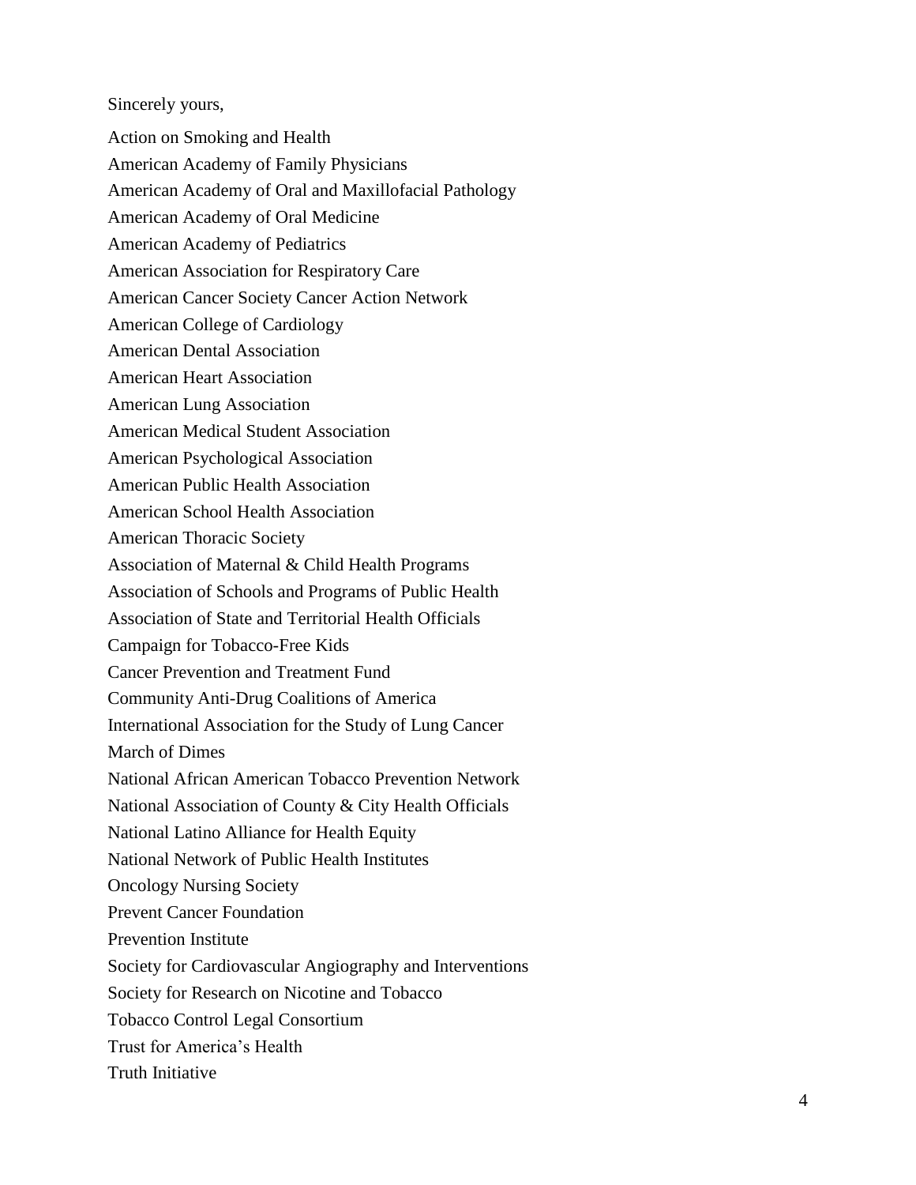Sincerely yours,

Action on Smoking and Health

American Academy of Family Physicians

American Academy of Oral and Maxillofacial Pathology

American Academy of Oral Medicine

American Academy of Pediatrics

American Association for Respiratory Care

American Cancer Society Cancer Action Network

American College of Cardiology

American Dental Association

American Heart Association

American Lung Association

American Medical Student Association

American Psychological Association

American Public Health Association

American School Health Association

American Thoracic Society

Association of Maternal & Child Health Programs

Association of Schools and Programs of Public Health

Association of State and Territorial Health Officials

Campaign for Tobacco-Free Kids

Cancer Prevention and Treatment Fund

Community Anti-Drug Coalitions of America

International Association for the Study of Lung Cancer

March of Dimes

National African American Tobacco Prevention Network

National Association of County & City Health Officials

National Latino Alliance for Health Equity

National Network of Public Health Institutes

Oncology Nursing Society

Prevent Cancer Foundation

Prevention Institute

Society for Cardiovascular Angiography and Interventions

Society for Research on Nicotine and Tobacco

Tobacco Control Legal Consortium

Trust for America's Health

Truth Initiative